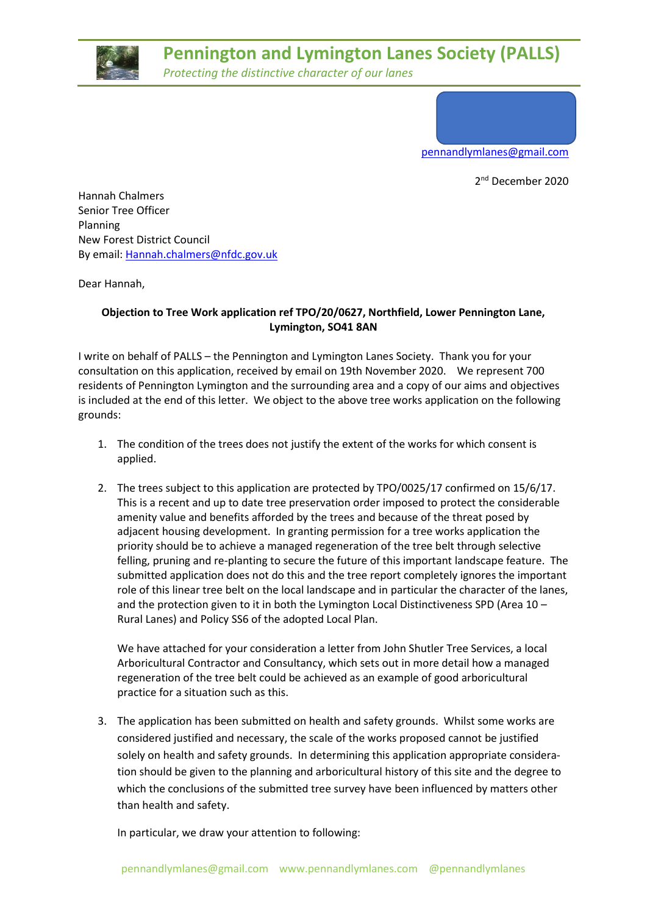# Pennington and Lymington Lanes Society (PALLS)

*Protecting the distinctive character of our lanes*

pennandlymlanes@gmail.com

2nd December 2020

Hannah Chalmers
Senior Tree Officer
Planning
New Forest District Council
By email: Hannah.chalmers@nfdc.gov.uk

Dear Hannah,

**Objection to Tree Work application ref TPO/20/0627, Northfield, Lower Pennington Lane, Lymington, SO41 8AN**

I write on behalf of PALLS – the Pennington and Lymington Lanes Society. Thank you for your consultation on this application, received by email on 19th November 2020. We represent 700 residents of Pennington Lymington and the surrounding area and a copy of our aims and objectives is included at the end of this letter. We object to the above tree works application on the following grounds:

1. The condition of the trees does not justify the extent of the works for which consent is applied.

2. The trees subject to this application are protected by TPO/0025/17 confirmed on 15/6/17. This is a recent and up to date tree preservation order imposed to protect the considerable amenity value and benefits afforded by the trees and because of the threat posed by adjacent housing development. In granting permission for a tree works application the priority should be to achieve a managed regeneration of the tree belt through selective felling, pruning and re-planting to secure the future of this important landscape feature. The submitted application does not do this and the tree report completely ignores the important role of this linear tree belt on the local landscape and in particular the character of the lanes, and the protection given to it in both the Lymington Local Distinctiveness SPD (Area 10 – Rural Lanes) and Policy SS6 of the adopted Local Plan.

   We have attached for your consideration a letter from John Shutler Tree Services, a local Arboricultural Contractor and Consultancy, which sets out in more detail how a managed regeneration of the tree belt could be achieved as an example of good arboricultural practice for a situation such as this.

3. The application has been submitted on health and safety grounds. Whilst some works are considered justified and necessary, the scale of the works proposed cannot be justified solely on health and safety grounds. In determining this application appropriate consideration should be given to the planning and arboricultural history of this site and the degree to which the conclusions of the submitted tree survey have been influenced by matters other than health and safety.

   In particular, we draw your attention to following: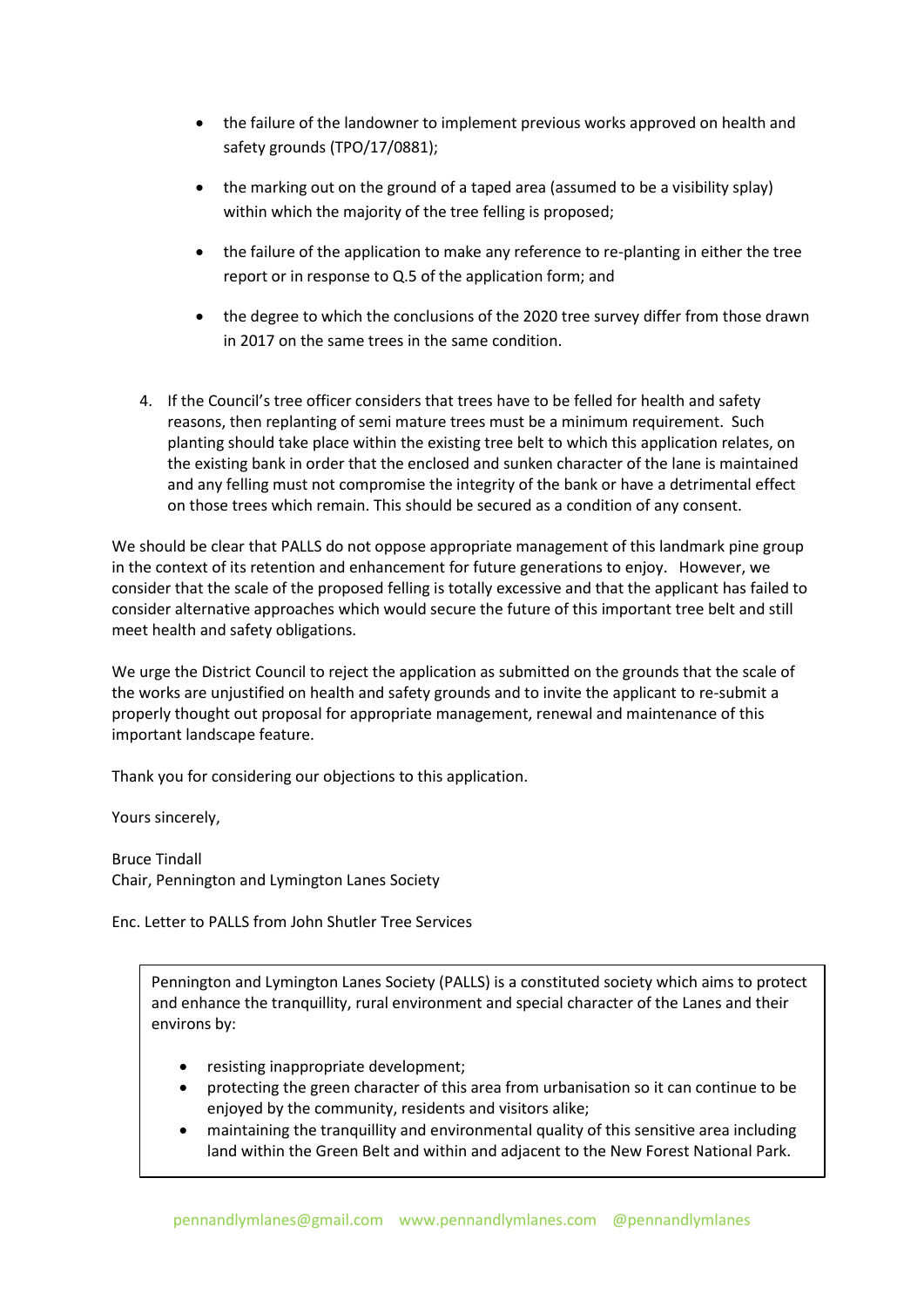- the failure of the landowner to implement previous works approved on health and safety grounds (TPO/17/0881);
- the marking out on the ground of a taped area (assumed to be a visibility splay) within which the majority of the tree felling is proposed;
- the failure of the application to make any reference to re-planting in either the tree report or in response to Q.5 of the application form; and
- the degree to which the conclusions of the 2020 tree survey differ from those drawn in 2017 on the same trees in the same condition.

4. If the Council's tree officer considers that trees have to be felled for health and safety reasons, then replanting of semi mature trees must be a minimum requirement. Such planting should take place within the existing tree belt to which this application relates, on the existing bank in order that the enclosed and sunken character of the lane is maintained and any felling must not compromise the integrity of the bank or have a detrimental effect on those trees which remain. This should be secured as a condition of any consent.

We should be clear that PALLS do not oppose appropriate management of this landmark pine group in the context of its retention and enhancement for future generations to enjoy. However, we consider that the scale of the proposed felling is totally excessive and that the applicant has failed to consider alternative approaches which would secure the future of this important tree belt and still meet health and safety obligations.

We urge the District Council to reject the application as submitted on the grounds that the scale of the works are unjustified on health and safety grounds and to invite the applicant to re-submit a properly thought out proposal for appropriate management, renewal and maintenance of this important landscape feature.

Thank you for considering our objections to this application.

Yours sincerely,

Bruce Tindall
Chair, Pennington and Lymington Lanes Society

Enc. Letter to PALLS from John Shutler Tree Services

Pennington and Lymington Lanes Society (PALLS) is a constituted society which aims to protect and enhance the tranquillity, rural environment and special character of the Lanes and their environs by:

- resisting inappropriate development;
- protecting the green character of this area from urbanisation so it can continue to be enjoyed by the community, residents and visitors alike;
- maintaining the tranquillity and environmental quality of this sensitive area including land within the Green Belt and within and adjacent to the New Forest National Park.

pennandlymlanes@gmail.com www.pennandlymlanes.com @pennandlymlanes